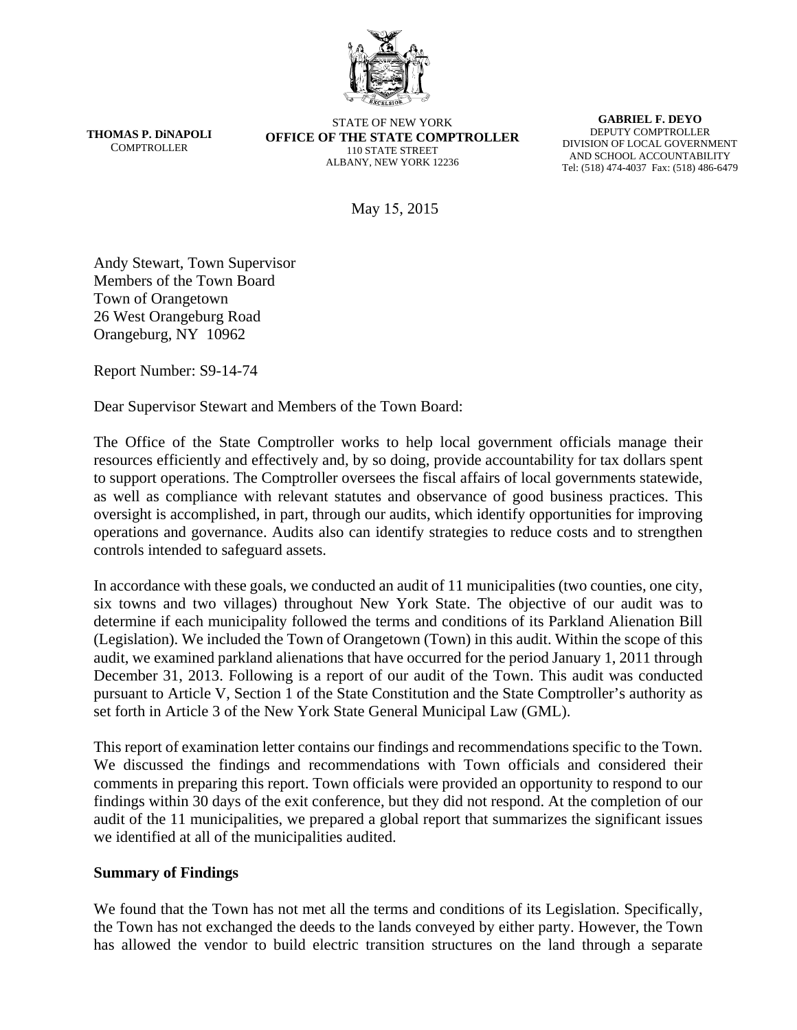**THOMAS P. DiNAPOLI**
COMPTROLLER

STATE OF NEW YORK
**OFFICE OF THE STATE COMPTROLLER**
110 STATE STREET
ALBANY, NEW YORK 12236

**GABRIEL F. DEYO**
DEPUTY COMPTROLLER
DIVISION OF LOCAL GOVERNMENT
AND SCHOOL ACCOUNTABILITY
Tel: (518) 474-4037 Fax: (518) 486-6479

May 15, 2015

Andy Stewart, Town Supervisor
Members of the Town Board
Town of Orangetown
26 West Orangeburg Road
Orangeburg, NY 10962

Report Number: S9-14-74

Dear Supervisor Stewart and Members of the Town Board:

The Office of the State Comptroller works to help local government officials manage their resources efficiently and effectively and, by so doing, provide accountability for tax dollars spent to support operations. The Comptroller oversees the fiscal affairs of local governments statewide, as well as compliance with relevant statutes and observance of good business practices. This oversight is accomplished, in part, through our audits, which identify opportunities for improving operations and governance. Audits also can identify strategies to reduce costs and to strengthen controls intended to safeguard assets.

In accordance with these goals, we conducted an audit of 11 municipalities (two counties, one city, six towns and two villages) throughout New York State. The objective of our audit was to determine if each municipality followed the terms and conditions of its Parkland Alienation Bill (Legislation). We included the Town of Orangetown (Town) in this audit. Within the scope of this audit, we examined parkland alienations that have occurred for the period January 1, 2011 through December 31, 2013. Following is a report of our audit of the Town. This audit was conducted pursuant to Article V, Section 1 of the State Constitution and the State Comptroller's authority as set forth in Article 3 of the New York State General Municipal Law (GML).

This report of examination letter contains our findings and recommendations specific to the Town. We discussed the findings and recommendations with Town officials and considered their comments in preparing this report. Town officials were provided an opportunity to respond to our findings within 30 days of the exit conference, but they did not respond. At the completion of our audit of the 11 municipalities, we prepared a global report that summarizes the significant issues we identified at all of the municipalities audited.

**Summary of Findings**

We found that the Town has not met all the terms and conditions of its Legislation. Specifically, the Town has not exchanged the deeds to the lands conveyed by either party. However, the Town has allowed the vendor to build electric transition structures on the land through a separate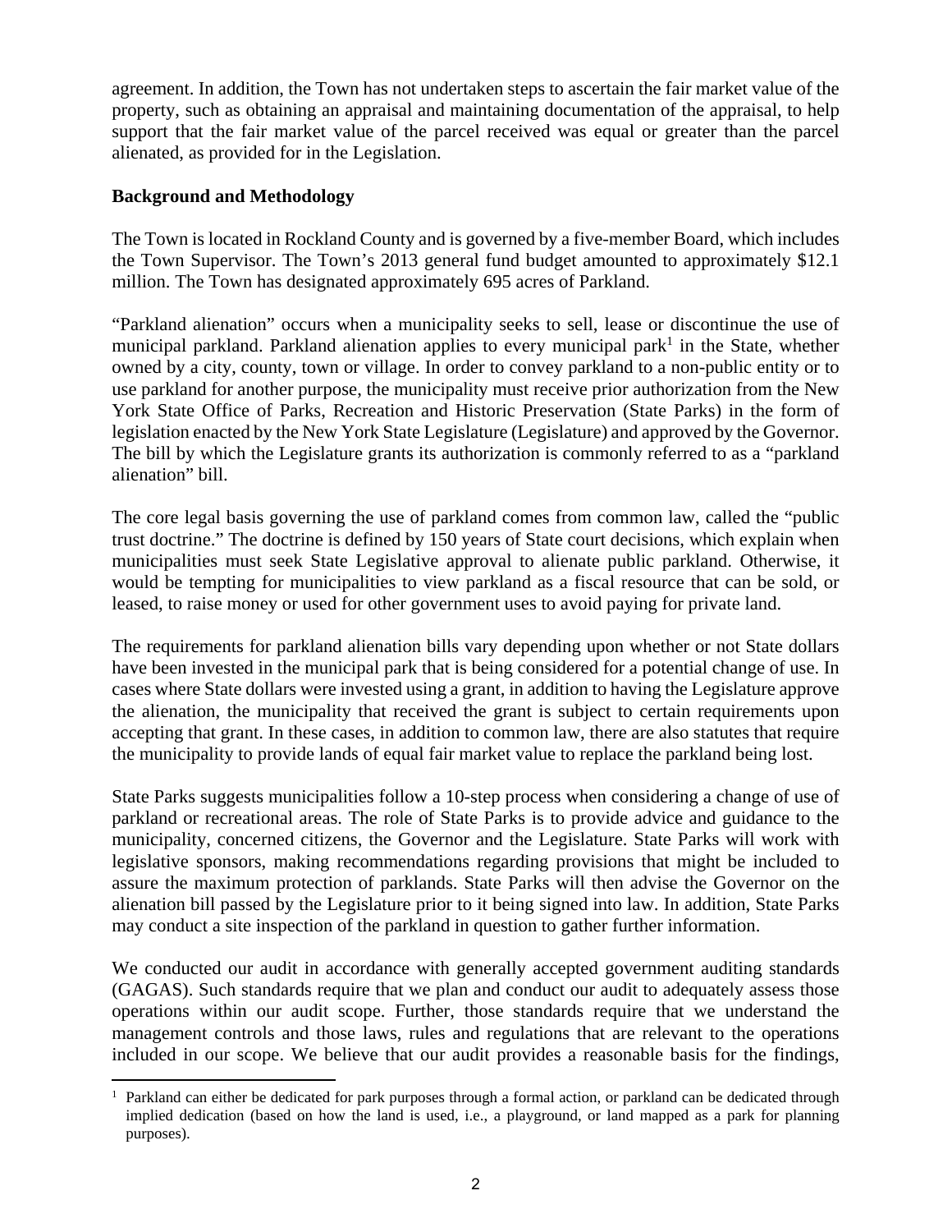agreement. In addition, the Town has not undertaken steps to ascertain the fair market value of the property, such as obtaining an appraisal and maintaining documentation of the appraisal, to help support that the fair market value of the parcel received was equal or greater than the parcel alienated, as provided for in the Legislation.

**Background and Methodology**

The Town is located in Rockland County and is governed by a five-member Board, which includes the Town Supervisor. The Town's 2013 general fund budget amounted to approximately $12.1 million. The Town has designated approximately 695 acres of Parkland.

"Parkland alienation" occurs when a municipality seeks to sell, lease or discontinue the use of municipal parkland. Parkland alienation applies to every municipal park[1] in the State, whether owned by a city, county, town or village. In order to convey parkland to a non-public entity or to use parkland for another purpose, the municipality must receive prior authorization from the New York State Office of Parks, Recreation and Historic Preservation (State Parks) in the form of legislation enacted by the New York State Legislature (Legislature) and approved by the Governor. The bill by which the Legislature grants its authorization is commonly referred to as a "parkland alienation" bill.

The core legal basis governing the use of parkland comes from common law, called the "public trust doctrine." The doctrine is defined by 150 years of State court decisions, which explain when municipalities must seek State Legislative approval to alienate public parkland. Otherwise, it would be tempting for municipalities to view parkland as a fiscal resource that can be sold, or leased, to raise money or used for other government uses to avoid paying for private land.

The requirements for parkland alienation bills vary depending upon whether or not State dollars have been invested in the municipal park that is being considered for a potential change of use. In cases where State dollars were invested using a grant, in addition to having the Legislature approve the alienation, the municipality that received the grant is subject to certain requirements upon accepting that grant. In these cases, in addition to common law, there are also statutes that require the municipality to provide lands of equal fair market value to replace the parkland being lost.

State Parks suggests municipalities follow a 10-step process when considering a change of use of parkland or recreational areas. The role of State Parks is to provide advice and guidance to the municipality, concerned citizens, the Governor and the Legislature. State Parks will work with legislative sponsors, making recommendations regarding provisions that might be included to assure the maximum protection of parklands. State Parks will then advise the Governor on the alienation bill passed by the Legislature prior to it being signed into law. In addition, State Parks may conduct a site inspection of the parkland in question to gather further information.

We conducted our audit in accordance with generally accepted government auditing standards (GAGAS). Such standards require that we plan and conduct our audit to adequately assess those operations within our audit scope. Further, those standards require that we understand the management controls and those laws, rules and regulations that are relevant to the operations included in our scope. We believe that our audit provides a reasonable basis for the findings,

[1] Parkland can either be dedicated for park purposes through a formal action, or parkland can be dedicated through implied dedication (based on how the land is used, i.e., a playground, or land mapped as a park for planning purposes).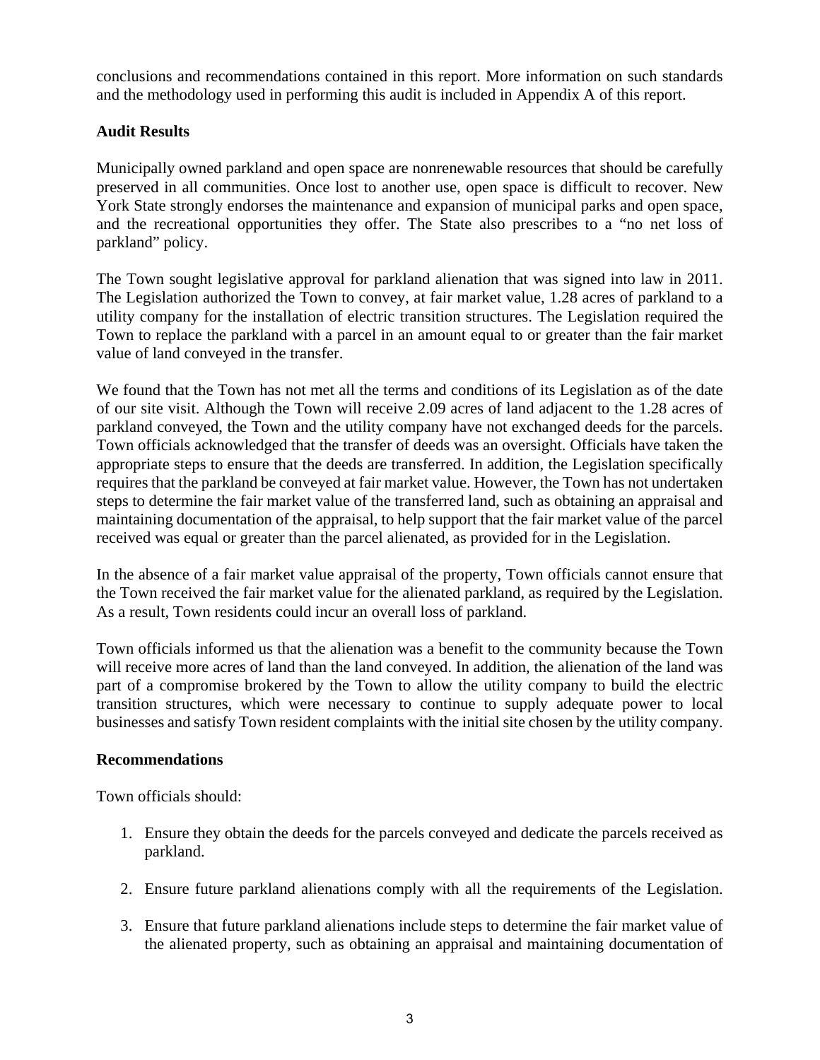conclusions and recommendations contained in this report. More information on such standards and the methodology used in performing this audit is included in Appendix A of this report.

**Audit Results**

Municipally owned parkland and open space are nonrenewable resources that should be carefully preserved in all communities. Once lost to another use, open space is difficult to recover. New York State strongly endorses the maintenance and expansion of municipal parks and open space, and the recreational opportunities they offer. The State also prescribes to a "no net loss of parkland" policy.

The Town sought legislative approval for parkland alienation that was signed into law in 2011. The Legislation authorized the Town to convey, at fair market value, 1.28 acres of parkland to a utility company for the installation of electric transition structures. The Legislation required the Town to replace the parkland with a parcel in an amount equal to or greater than the fair market value of land conveyed in the transfer.

We found that the Town has not met all the terms and conditions of its Legislation as of the date of our site visit. Although the Town will receive 2.09 acres of land adjacent to the 1.28 acres of parkland conveyed, the Town and the utility company have not exchanged deeds for the parcels. Town officials acknowledged that the transfer of deeds was an oversight. Officials have taken the appropriate steps to ensure that the deeds are transferred. In addition, the Legislation specifically requires that the parkland be conveyed at fair market value. However, the Town has not undertaken steps to determine the fair market value of the transferred land, such as obtaining an appraisal and maintaining documentation of the appraisal, to help support that the fair market value of the parcel received was equal or greater than the parcel alienated, as provided for in the Legislation.

In the absence of a fair market value appraisal of the property, Town officials cannot ensure that the Town received the fair market value for the alienated parkland, as required by the Legislation. As a result, Town residents could incur an overall loss of parkland.

Town officials informed us that the alienation was a benefit to the community because the Town will receive more acres of land than the land conveyed. In addition, the alienation of the land was part of a compromise brokered by the Town to allow the utility company to build the electric transition structures, which were necessary to continue to supply adequate power to local businesses and satisfy Town resident complaints with the initial site chosen by the utility company.

**Recommendations**

Town officials should:

1. Ensure they obtain the deeds for the parcels conveyed and dedicate the parcels received as parkland.

2. Ensure future parkland alienations comply with all the requirements of the Legislation.

3. Ensure that future parkland alienations include steps to determine the fair market value of the alienated property, such as obtaining an appraisal and maintaining documentation of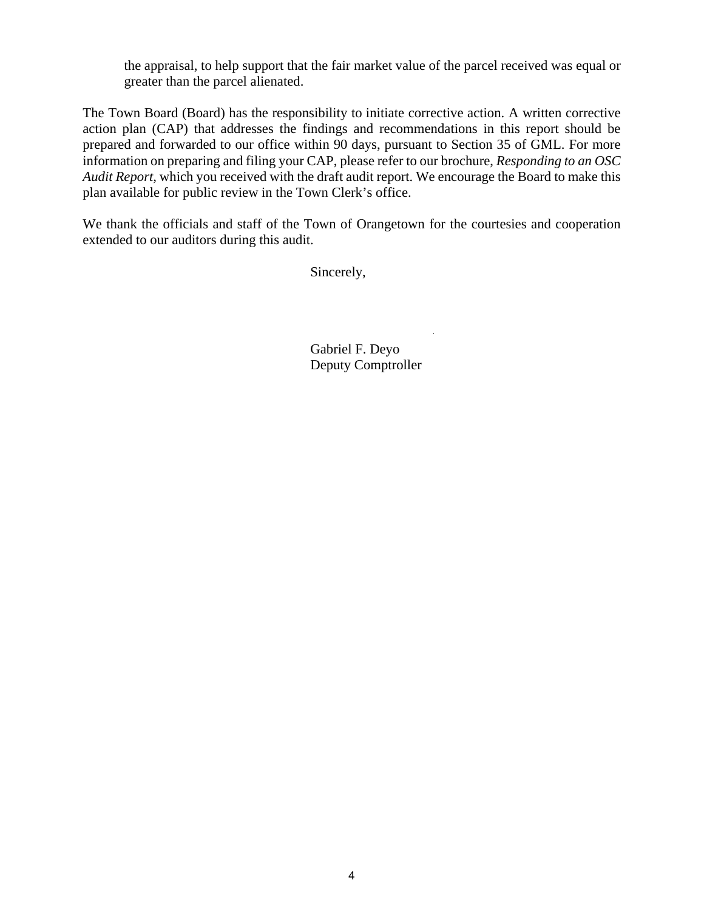the appraisal, to help support that the fair market value of the parcel received was equal or greater than the parcel alienated.

The Town Board (Board) has the responsibility to initiate corrective action. A written corrective action plan (CAP) that addresses the findings and recommendations in this report should be prepared and forwarded to our office within 90 days, pursuant to Section 35 of GML. For more information on preparing and filing your CAP, please refer to our brochure, *Responding to an OSC Audit Report*, which you received with the draft audit report. We encourage the Board to make this plan available for public review in the Town Clerk's office.

We thank the officials and staff of the Town of Orangetown for the courtesies and cooperation extended to our auditors during this audit.

Sincerely,

Gabriel F. Deyo
Deputy Comptroller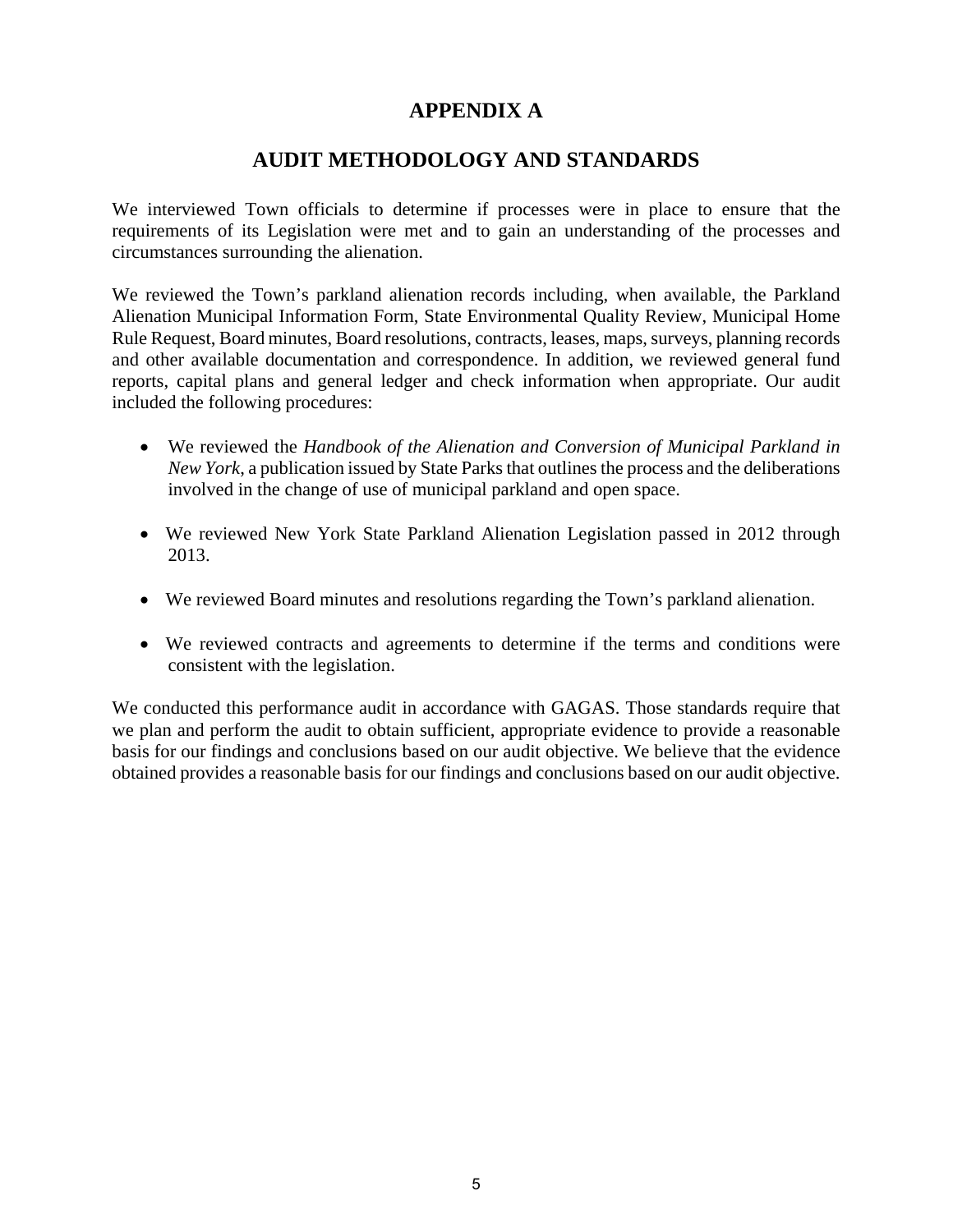# APPENDIX A

## AUDIT METHODOLOGY AND STANDARDS

We interviewed Town officials to determine if processes were in place to ensure that the requirements of its Legislation were met and to gain an understanding of the processes and circumstances surrounding the alienation.

We reviewed the Town's parkland alienation records including, when available, the Parkland Alienation Municipal Information Form, State Environmental Quality Review, Municipal Home Rule Request, Board minutes, Board resolutions, contracts, leases, maps, surveys, planning records and other available documentation and correspondence. In addition, we reviewed general fund reports, capital plans and general ledger and check information when appropriate. Our audit included the following procedures:

- We reviewed the *Handbook of the Alienation and Conversion of Municipal Parkland in New York*, a publication issued by State Parks that outlines the process and the deliberations involved in the change of use of municipal parkland and open space.
- We reviewed New York State Parkland Alienation Legislation passed in 2012 through 2013.
- We reviewed Board minutes and resolutions regarding the Town's parkland alienation.
- We reviewed contracts and agreements to determine if the terms and conditions were consistent with the legislation.

We conducted this performance audit in accordance with GAGAS. Those standards require that we plan and perform the audit to obtain sufficient, appropriate evidence to provide a reasonable basis for our findings and conclusions based on our audit objective. We believe that the evidence obtained provides a reasonable basis for our findings and conclusions based on our audit objective.